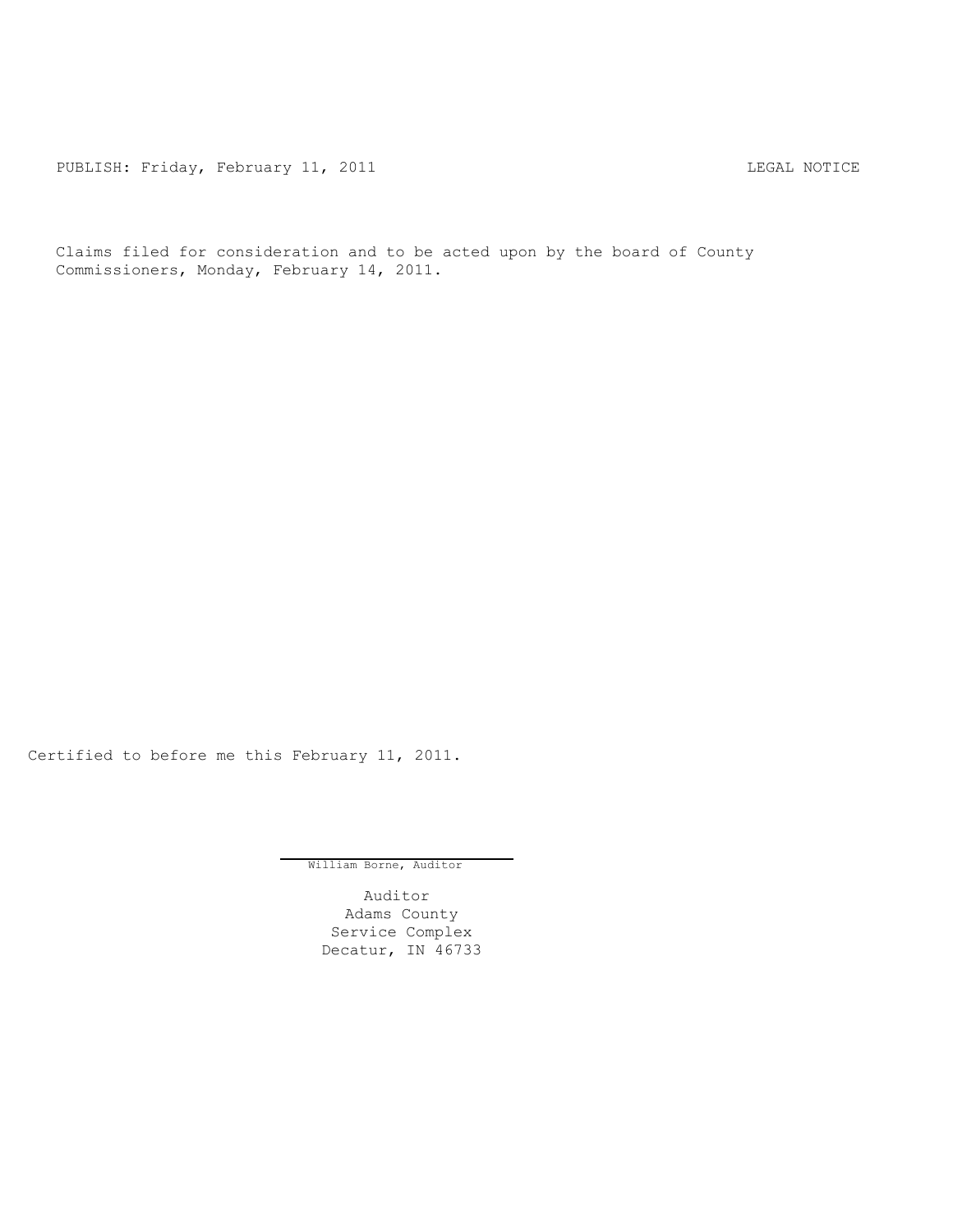PUBLISH: Friday, February 11, 2011 LEGAL NOTICE

Claims filed for consideration and to be acted upon by the board of County Commissioners, Monday, February 14, 2011.

Certified to before me this February 11, 2011.

William Borne, Auditor

Auditor
Adams County
Service Complex
Decatur, IN 46733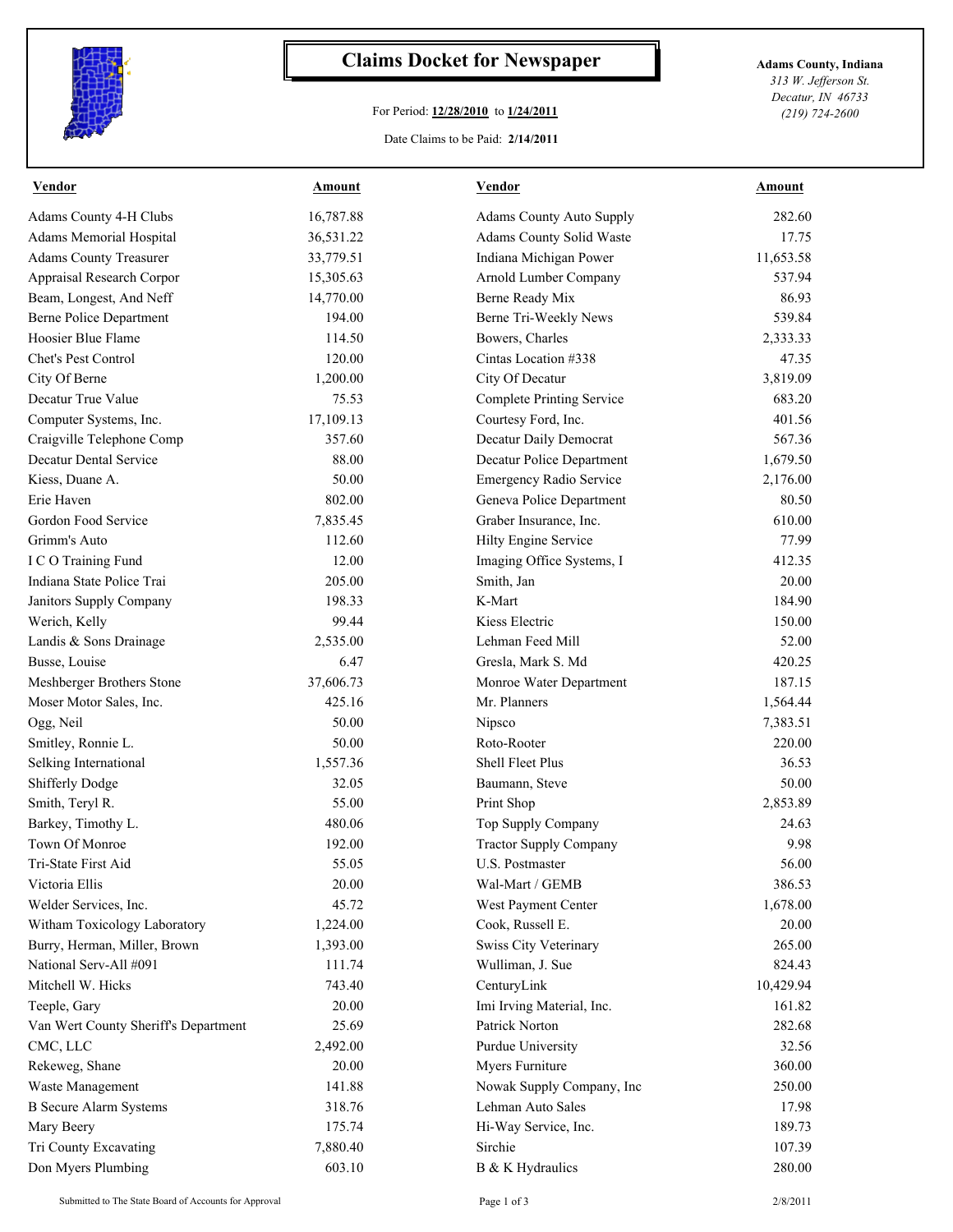# Claims Docket for Newspaper

For Period: **12/28/2010** to **1/24/2011**

Date Claims to be Paid: **2/14/2011**

**Adams County, Indiana**
*313 W. Jefferson St.*
*Decatur, IN 46733*
*(219) 724-2600*

| Vendor | Amount | Vendor | Amount |
|---|---|---|---|
| Adams County 4-H Clubs | 16,787.88 | Adams County Auto Supply | 282.60 |
| Adams Memorial Hospital | 36,531.22 | Adams County Solid Waste | 17.75 |
| Adams County Treasurer | 33,779.51 | Indiana Michigan Power | 11,653.58 |
| Appraisal Research Corpor | 15,305.63 | Arnold Lumber Company | 537.94 |
| Beam, Longest, And Neff | 14,770.00 | Berne Ready Mix | 86.93 |
| Berne Police Department | 194.00 | Berne Tri-Weekly News | 539.84 |
| Hoosier Blue Flame | 114.50 | Bowers, Charles | 2,333.33 |
| Chet's Pest Control | 120.00 | Cintas Location #338 | 47.35 |
| City Of Berne | 1,200.00 | City Of Decatur | 3,819.09 |
| Decatur True Value | 75.53 | Complete Printing Service | 683.20 |
| Computer Systems, Inc. | 17,109.13 | Courtesy Ford, Inc. | 401.56 |
| Craigville Telephone Comp | 357.60 | Decatur Daily Democrat | 567.36 |
| Decatur Dental Service | 88.00 | Decatur Police Department | 1,679.50 |
| Kiess, Duane A. | 50.00 | Emergency Radio Service | 2,176.00 |
| Erie Haven | 802.00 | Geneva Police Department | 80.50 |
| Gordon Food Service | 7,835.45 | Graber Insurance, Inc. | 610.00 |
| Grimm's Auto | 112.60 | Hilty Engine Service | 77.99 |
| I C O Training Fund | 12.00 | Imaging Office Systems, I | 412.35 |
| Indiana State Police Trai | 205.00 | Smith, Jan | 20.00 |
| Janitors Supply Company | 198.33 | K-Mart | 184.90 |
| Werich, Kelly | 99.44 | Kiess Electric | 150.00 |
| Landis & Sons Drainage | 2,535.00 | Lehman Feed Mill | 52.00 |
| Busse, Louise | 6.47 | Gresla, Mark S. Md | 420.25 |
| Meshberger Brothers Stone | 37,606.73 | Monroe Water Department | 187.15 |
| Moser Motor Sales, Inc. | 425.16 | Mr. Planners | 1,564.44 |
| Ogg, Neil | 50.00 | Nipsco | 7,383.51 |
| Smitley, Ronnie L. | 50.00 | Roto-Rooter | 220.00 |
| Selking International | 1,557.36 | Shell Fleet Plus | 36.53 |
| Shifferly Dodge | 32.05 | Baumann, Steve | 50.00 |
| Smith, Teryl R. | 55.00 | Print Shop | 2,853.89 |
| Barkey, Timothy L. | 480.06 | Top Supply Company | 24.63 |
| Town Of Monroe | 192.00 | Tractor Supply Company | 9.98 |
| Tri-State First Aid | 55.05 | U.S. Postmaster | 56.00 |
| Victoria Ellis | 20.00 | Wal-Mart / GEMB | 386.53 |
| Welder Services, Inc. | 45.72 | West Payment Center | 1,678.00 |
| Witham Toxicology Laboratory | 1,224.00 | Cook, Russell E. | 20.00 |
| Burry, Herman, Miller, Brown | 1,393.00 | Swiss City Veterinary | 265.00 |
| National Serv-All #091 | 111.74 | Wulliman, J. Sue | 824.43 |
| Mitchell W. Hicks | 743.40 | CenturyLink | 10,429.94 |
| Teeple, Gary | 20.00 | Imi Irving Material, Inc. | 161.82 |
| Van Wert County Sheriff's Department | 25.69 | Patrick Norton | 282.68 |
| CMC, LLC | 2,492.00 | Purdue University | 32.56 |
| Rekeweg, Shane | 20.00 | Myers Furniture | 360.00 |
| Waste Management | 141.88 | Nowak Supply Company, Inc | 250.00 |
| B Secure Alarm Systems | 318.76 | Lehman Auto Sales | 17.98 |
| Mary Beery | 175.74 | Hi-Way Service, Inc. | 189.73 |
| Tri County Excavating | 7,880.40 | Sirchie | 107.39 |
| Don Myers Plumbing | 603.10 | B & K Hydraulics | 280.00 |

Submitted to The State Board of Accounts for Approval

2/8/2011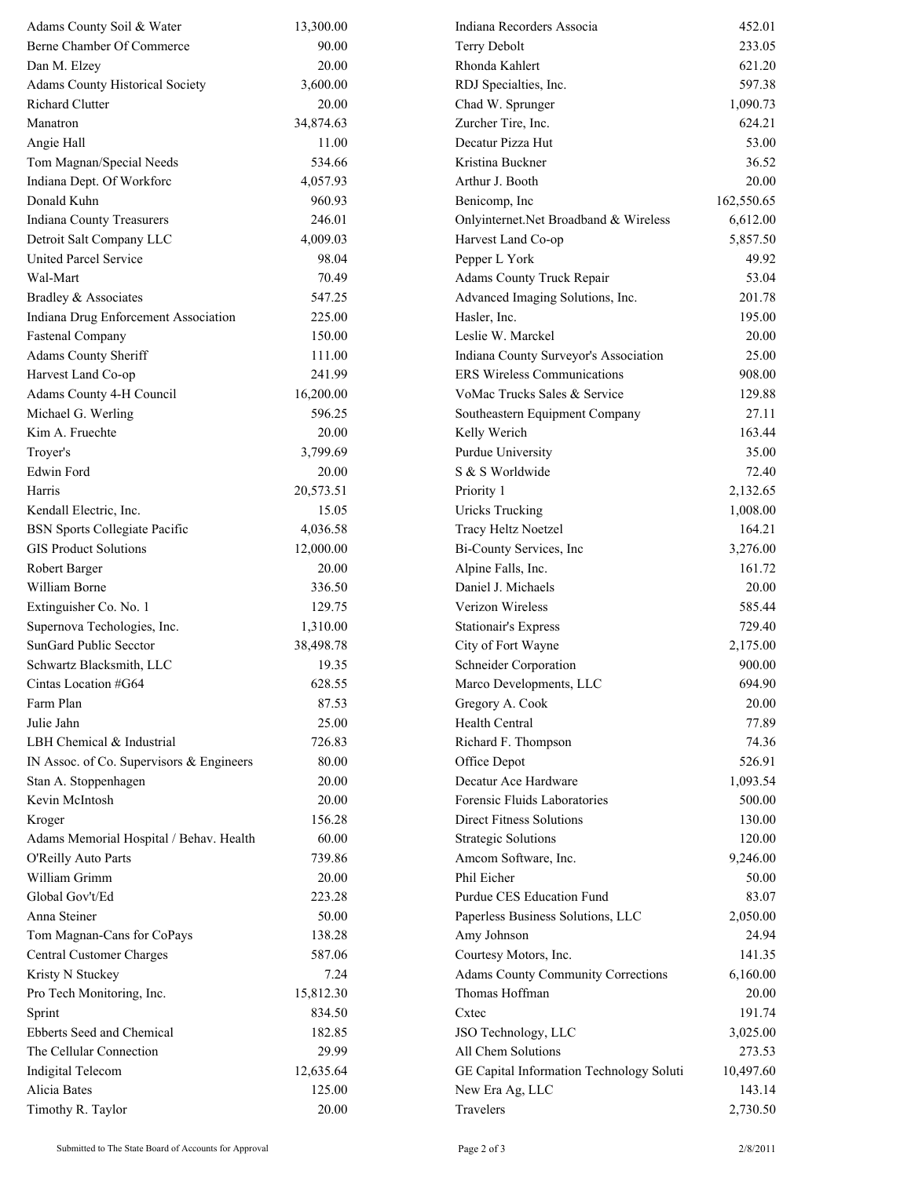| | |
|---|---|
| Adams County Soil & Water | 13,300.00 |
| Berne Chamber Of Commerce | 90.00 |
| Dan M. Elzey | 20.00 |
| Adams County Historical Society | 3,600.00 |
| Richard Clutter | 20.00 |
| Manatron | 34,874.63 |
| Angie Hall | 11.00 |
| Tom Magnan/Special Needs | 534.66 |
| Indiana Dept. Of Workforc | 4,057.93 |
| Donald Kuhn | 960.93 |
| Indiana County Treasurers | 246.01 |
| Detroit Salt Company LLC | 4,009.03 |
| United Parcel Service | 98.04 |
| Wal-Mart | 70.49 |
| Bradley & Associates | 547.25 |
| Indiana Drug Enforcement Association | 225.00 |
| Fastenal Company | 150.00 |
| Adams County Sheriff | 111.00 |
| Harvest Land Co-op | 241.99 |
| Adams County 4-H Council | 16,200.00 |
| Michael G. Werling | 596.25 |
| Kim A. Fruechte | 20.00 |
| Troyer's | 3,799.69 |
| Edwin Ford | 20.00 |
| Harris | 20,573.51 |
| Kendall Electric, Inc. | 15.05 |
| BSN Sports Collegiate Pacific | 4,036.58 |
| GIS Product Solutions | 12,000.00 |
| Robert Barger | 20.00 |
| William Borne | 336.50 |
| Extinguisher Co. No. 1 | 129.75 |
| Supernova Techologies, Inc. | 1,310.00 |
| SunGard Public Secctor | 38,498.78 |
| Schwartz Blacksmith, LLC | 19.35 |
| Cintas Location #G64 | 628.55 |
| Farm Plan | 87.53 |
| Julie Jahn | 25.00 |
| LBH Chemical & Industrial | 726.83 |
| IN Assoc. of Co. Supervisors & Engineers | 80.00 |
| Stan A. Stoppenhagen | 20.00 |
| Kevin McIntosh | 20.00 |
| Kroger | 156.28 |
| Adams Memorial Hospital / Behav. Health | 60.00 |
| O'Reilly Auto Parts | 739.86 |
| William Grimm | 20.00 |
| Global Gov't/Ed | 223.28 |
| Anna Steiner | 50.00 |
| Tom Magnan-Cans for CoPays | 138.28 |
| Central Customer Charges | 587.06 |
| Kristy N Stuckey | 7.24 |
| Pro Tech Monitoring, Inc. | 15,812.30 |
| Sprint | 834.50 |
| Ebberts Seed and Chemical | 182.85 |
| The Cellular Connection | 29.99 |
| Indigital Telecom | 12,635.64 |
| Alicia Bates | 125.00 |
| Timothy R. Taylor | 20.00 |
| Indiana Recorders Associa | 452.01 |
| Terry Debolt | 233.05 |
| Rhonda Kahlert | 621.20 |
| RDJ Specialties, Inc. | 597.38 |
| Chad W. Sprunger | 1,090.73 |
| Zurcher Tire, Inc. | 624.21 |
| Decatur Pizza Hut | 53.00 |
| Kristina Buckner | 36.52 |
| Arthur J. Booth | 20.00 |
| Benicomp, Inc | 162,550.65 |
| Onlyinternet.Net Broadband & Wireless | 6,612.00 |
| Harvest Land Co-op | 5,857.50 |
| Pepper L York | 49.92 |
| Adams County Truck Repair | 53.04 |
| Advanced Imaging Solutions, Inc. | 201.78 |
| Hasler, Inc. | 195.00 |
| Leslie W. Marckel | 20.00 |
| Indiana County Surveyor's Association | 25.00 |
| ERS Wireless Communications | 908.00 |
| VoMac Trucks Sales & Service | 129.88 |
| Southeastern Equipment Company | 27.11 |
| Kelly Werich | 163.44 |
| Purdue University | 35.00 |
| S & S Worldwide | 72.40 |
| Priority 1 | 2,132.65 |
| Uricks Trucking | 1,008.00 |
| Tracy Heltz Noetzel | 164.21 |
| Bi-County Services, Inc | 3,276.00 |
| Alpine Falls, Inc. | 161.72 |
| Daniel J. Michaels | 20.00 |
| Verizon Wireless | 585.44 |
| Stationair's Express | 729.40 |
| City of Fort Wayne | 2,175.00 |
| Schneider Corporation | 900.00 |
| Marco Developments, LLC | 694.90 |
| Gregory A. Cook | 20.00 |
| Health Central | 77.89 |
| Richard F. Thompson | 74.36 |
| Office Depot | 526.91 |
| Decatur Ace Hardware | 1,093.54 |
| Forensic Fluids Laboratories | 500.00 |
| Direct Fitness Solutions | 130.00 |
| Strategic Solutions | 120.00 |
| Amcom Software, Inc. | 9,246.00 |
| Phil Eicher | 50.00 |
| Purdue CES Education Fund | 83.07 |
| Paperless Business Solutions, LLC | 2,050.00 |
| Amy Johnson | 24.94 |
| Courtesy Motors, Inc. | 141.35 |
| Adams County Community Corrections | 6,160.00 |
| Thomas Hoffman | 20.00 |
| Cxtec | 191.74 |
| JSO Technology, LLC | 3,025.00 |
| All Chem Solutions | 273.53 |
| GE Capital Information Technology Soluti | 10,497.60 |
| New Era Ag, LLC | 143.14 |
| Travelers | 2,730.50 |

Submitted to The State Board of Accounts for Approval 2/8/2011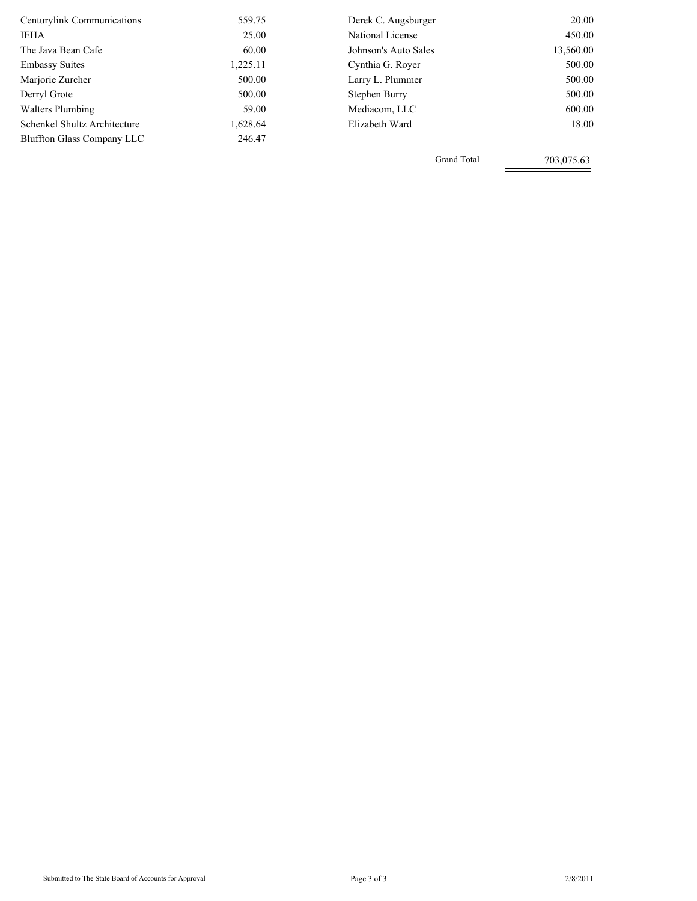| | |
|---|---|
| Centurylink Communications | 559.75 |
| IEHA | 25.00 |
| The Java Bean Cafe | 60.00 |
| Embassy Suites | 1,225.11 |
| Marjorie Zurcher | 500.00 |
| Derryl Grote | 500.00 |
| Walters Plumbing | 59.00 |
| Schenkel Shultz Architecture | 1,628.64 |
| Bluffton Glass Company LLC | 246.47 |
| Derek C. Augsburger | 20.00 |
| National License | 450.00 |
| Johnson's Auto Sales | 13,560.00 |
| Cynthia G. Royer | 500.00 |
| Larry L. Plummer | 500.00 |
| Stephen Burry | 500.00 |
| Mediacom, LLC | 600.00 |
| Elizabeth Ward | 18.00 |
| Grand Total | 703,075.63 |

Submitted to The State Board of Accounts for Approval

2/8/2011